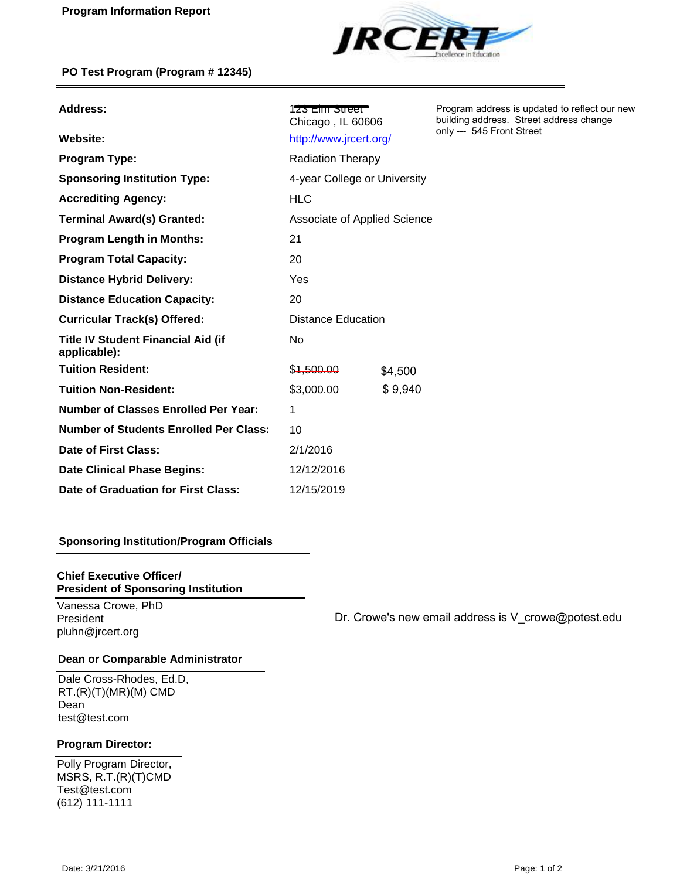**Program Information Report**

JRCERT Excellence in Education

**PO Test Program (Program # 12345)**

| | | | |
|---|---|---|---|
| **Address:** | ~~123 Elm Street~~ Chicago , IL 60606 | | Program address is updated to reflect our new building address. Street address change only --- 545 Front Street |
| **Website:** | http://www.jrcert.org/ | | |
| **Program Type:** | Radiation Therapy | | |
| **Sponsoring Institution Type:** | 4-year College or University | | |
| **Accrediting Agency:** | HLC | | |
| **Terminal Award(s) Granted:** | Associate of Applied Science | | |
| **Program Length in Months:** | 21 | | |
| **Program Total Capacity:** | 20 | | |
| **Distance Hybrid Delivery:** | Yes | | |
| **Distance Education Capacity:** | 20 | | |
| **Curricular Track(s) Offered:** | Distance Education | | |
| **Title IV Student Financial Aid (if applicable):** | No | | |
| **Tuition Resident:** | ~~$1,500.00~~ | $4,500 | |
| **Tuition Non-Resident:** | ~~$3,000.00~~ | $ 9,940 | |
| **Number of Classes Enrolled Per Year:** | 1 | | |
| **Number of Students Enrolled Per Class:** | 10 | | |
| **Date of First Class:** | 2/1/2016 | | |
| **Date Clinical Phase Begins:** | 12/12/2016 | | |
| **Date of Graduation for First Class:** | 12/15/2019 | | |

## Sponsoring Institution/Program Officials

### Chief Executive Officer/ President of Sponsoring Institution

Vanessa Crowe, PhD
President
~~pluhn@jrcert.org~~

Dr. Crowe's new email address is V_crowe@potest.edu

### Dean or Comparable Administrator

Dale Cross-Rhodes, Ed.D, RT.(R)(T)(MR)(M) CMD
Dean
test@test.com

### Program Director:

Polly Program Director, MSRS, R.T.(R)(T)CMD
Test@test.com
(612) 111-1111

Date: 3/21/2016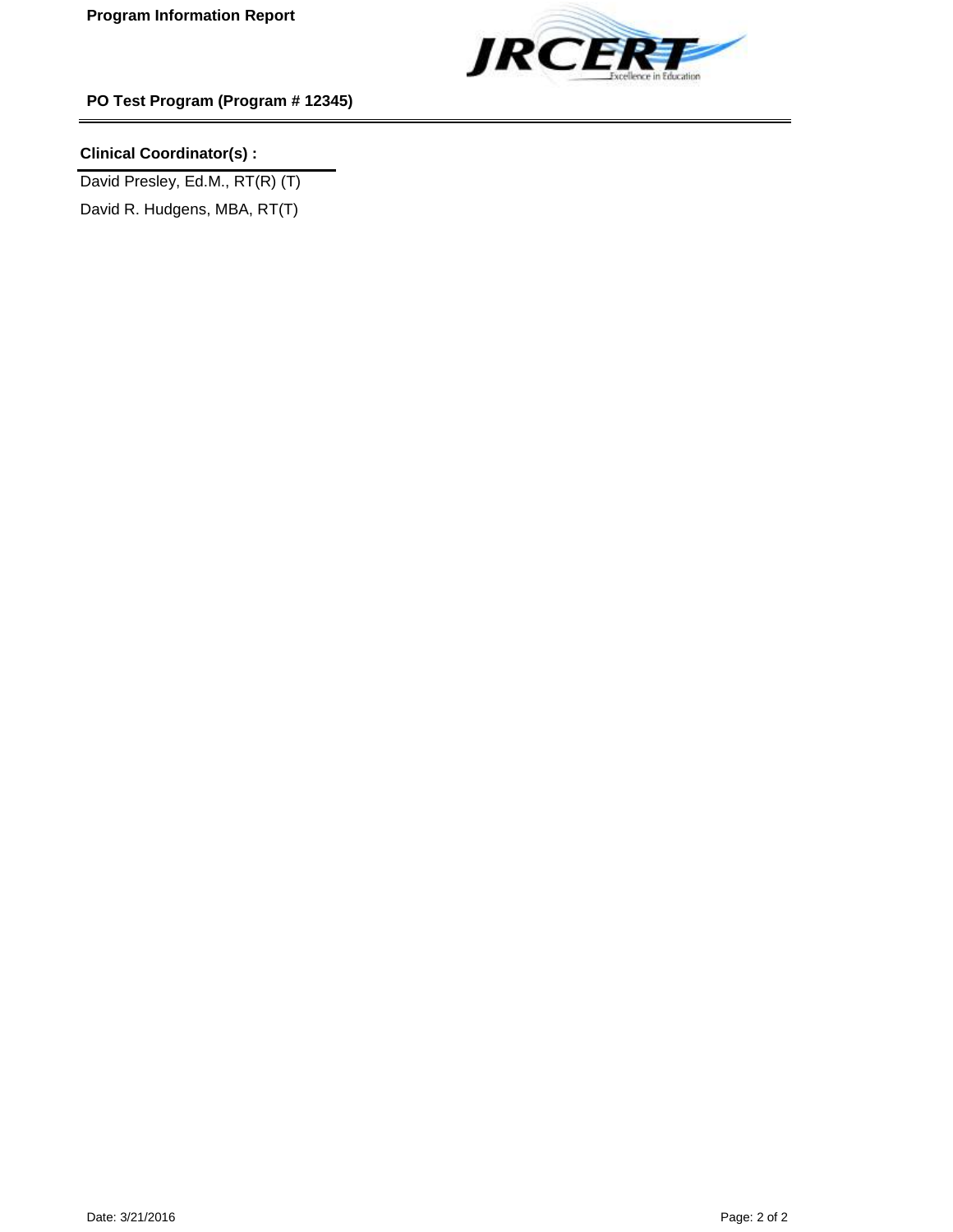**Clinical Coordinator(s) :**

David Presley, Ed.M., RT(R) (T)

David R. Hudgens, MBA, RT(T)